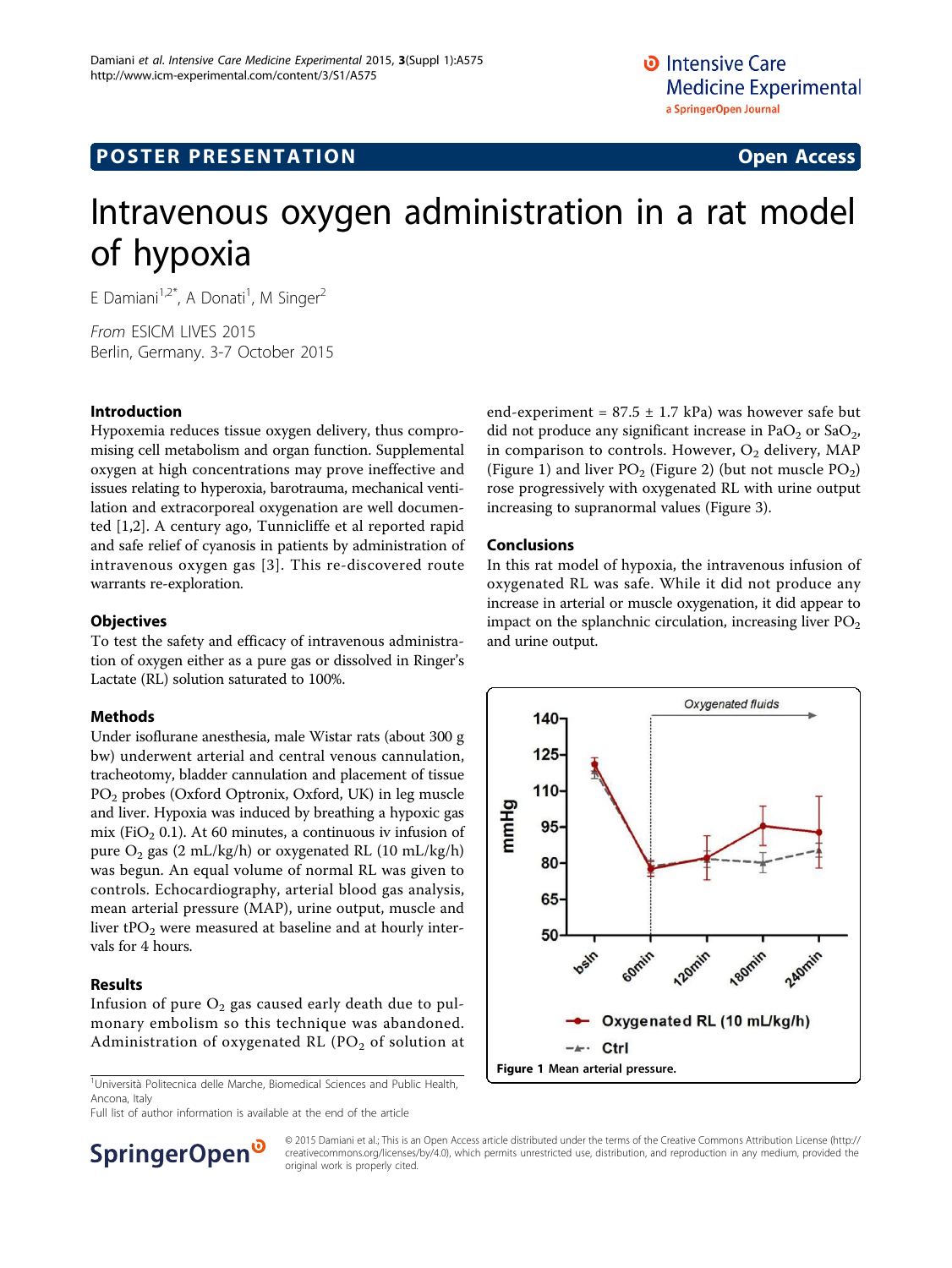POSTER PRESENTATION

Open Access

# Intravenous oxygen administration in a rat model of hypoxia

E Damiani[1,2*], A Donati[1], M Singer[2]

*From* ESICM LIVES 2015
Berlin, Germany. 3-7 October 2015

## Introduction

Hypoxemia reduces tissue oxygen delivery, thus compromising cell metabolism and organ function. Supplemental oxygen at high concentrations may prove ineffective and issues relating to hyperoxia, barotrauma, mechanical ventilation and extracorporeal oxygenation are well documented [1,2]. A century ago, Tunnicliffe et al reported rapid and safe relief of cyanosis in patients by administration of intravenous oxygen gas [3]. This re-discovered route warrants re-exploration.

## Objectives

To test the safety and efficacy of intravenous administration of oxygen either as a pure gas or dissolved in Ringer's Lactate (RL) solution saturated to 100%.

## Methods

Under isoflurane anesthesia, male Wistar rats (about 300 g bw) underwent arterial and central venous cannulation, tracheotomy, bladder cannulation and placement of tissue $PO_2$ probes (Oxford Optronix, Oxford, UK) in leg muscle and liver. Hypoxia was induced by breathing a hypoxic gas mix ($FiO_2$ 0.1). At 60 minutes, a continuous iv infusion of pure $O_2$ gas (2 mL/kg/h) or oxygenated RL (10 mL/kg/h) was begun. An equal volume of normal RL was given to controls. Echocardiography, arterial blood gas analysis, mean arterial pressure (MAP), urine output, muscle and liver $tPO_2$ were measured at baseline and at hourly intervals for 4 hours.

## Results

Infusion of pure $O_2$ gas caused early death due to pulmonary embolism so this technique was abandoned. Administration of oxygenated RL ($PO_2$ of solution at end-experiment = 87.5 ± 1.7 kPa) was however safe but did not produce any significant increase in $PaO_2$ or $SaO_2$, in comparison to controls. However, $O_2$ delivery, MAP (Figure 1) and liver $PO_2$ (Figure 2) (but not muscle $PO_2$) rose progressively with oxygenated RL with urine output increasing to supranormal values (Figure 3).

## Conclusions

In this rat model of hypoxia, the intravenous infusion of oxygenated RL was safe. While it did not produce any increase in arterial or muscle oxygenation, it did appear to impact on the splanchnic circulation, increasing liver $PO_2$ and urine output.

**Figure 1** Mean arterial pressure.

[1]Università Politecnica delle Marche, Biomedical Sciences and Public Health, Ancona, Italy
Full list of author information is available at the end of the article

© 2015 Damiani et al.; This is an Open Access article distributed under the terms of the Creative Commons Attribution License (http://creativecommons.org/licenses/by/4.0), which permits unrestricted use, distribution, and reproduction in any medium, provided the original work is properly cited.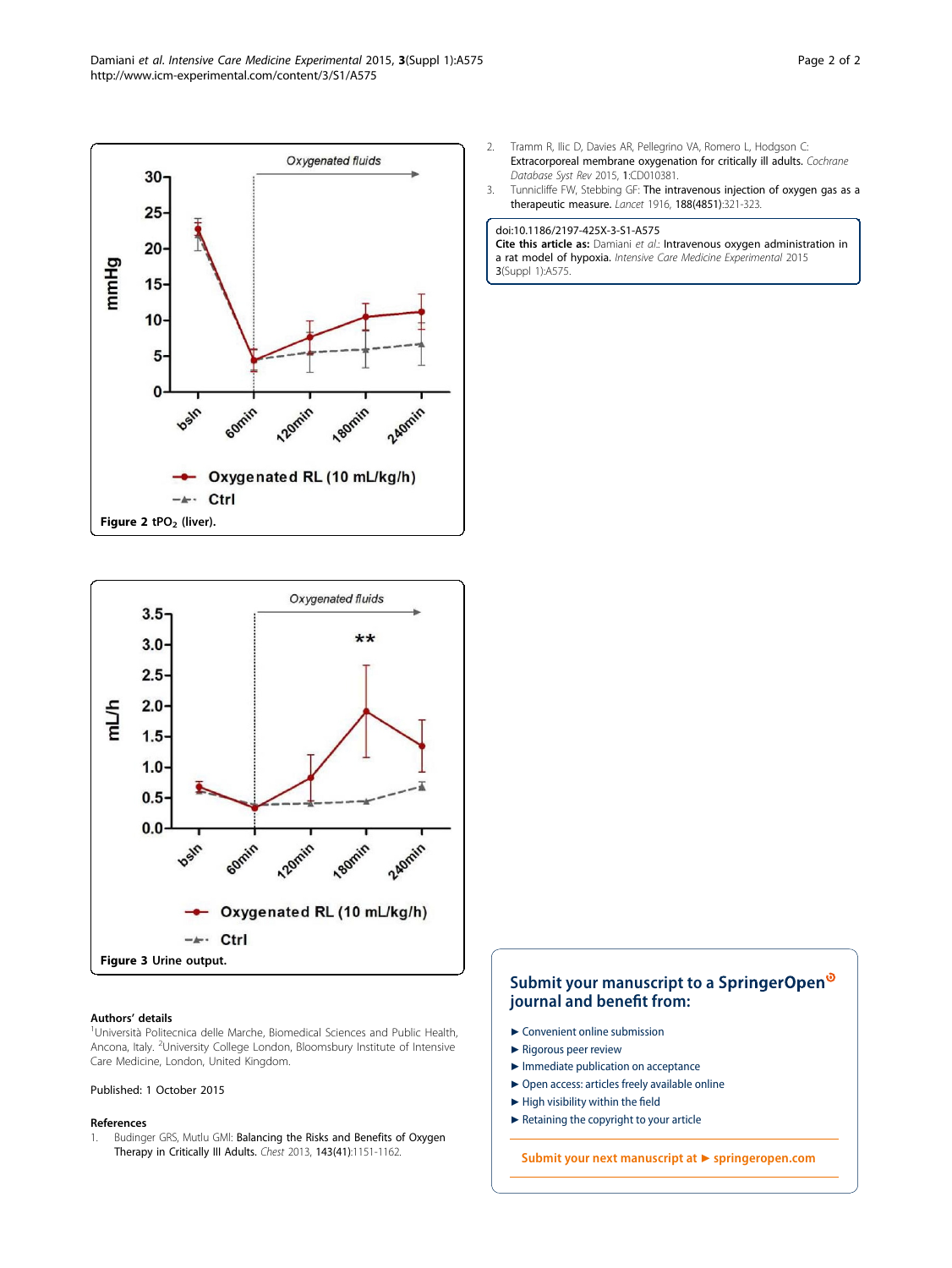Oxygenated fluids

30
25
20
15
10
5
0

mmHg

bsln
60min
120min
180min
240min

Oxygenated RL (10 mL/kg/h)

Ctrl

**Figure 2** $tPO_2$ (liver).

Oxygenated fluids

**

3.5
3.0
2.5
2.0
1.5
1.0
0.5
0.0

mL/h

bsln
60min
120min
180min
240min

Oxygenated RL (10 mL/kg/h)

Ctrl

**Figure 3** Urine output.

**Authors' details**

[1]Università Politecnica delle Marche, Biomedical Sciences and Public Health, Ancona, Italy. [2]University College London, Bloomsbury Institute of Intensive Care Medicine, London, United Kingdom.

Published: 1 October 2015

**References**

1. Budinger GRS, Mutlu GMl: **Balancing the Risks and Benefits of Oxygen Therapy in Critically Ill Adults.** *Chest* 2013, **143(41)**:1151-1162.
2. Tramm R, Ilic D, Davies AR, Pellegrino VA, Romero L, Hodgson C: **Extracorporeal membrane oxygenation for critically ill adults.** *Cochrane Database Syst Rev* 2015, **1**:CD010381.
3. Tunnicliffe FW, Stebbing GF: **The intravenous injection of oxygen gas as a therapeutic measure.** *Lancet* 1916, **188(4851)**:321-323.

doi:10.1186/2197-425X-3-S1-A575

**Cite this article as:** Damiani *et al.*: **Intravenous oxygen administration in a rat model of hypoxia.** *Intensive Care Medicine Experimental* 2015 **3**(Suppl 1):A575.

**Submit your manuscript to a SpringerOpen journal and benefit from:**

- ► Convenient online submission
- ► Rigorous peer review
- ► Immediate publication on acceptance
- ► Open access: articles freely available online
- ► High visibility within the field
- ► Retaining the copyright to your article

**Submit your next manuscript at ► springeropen.com**